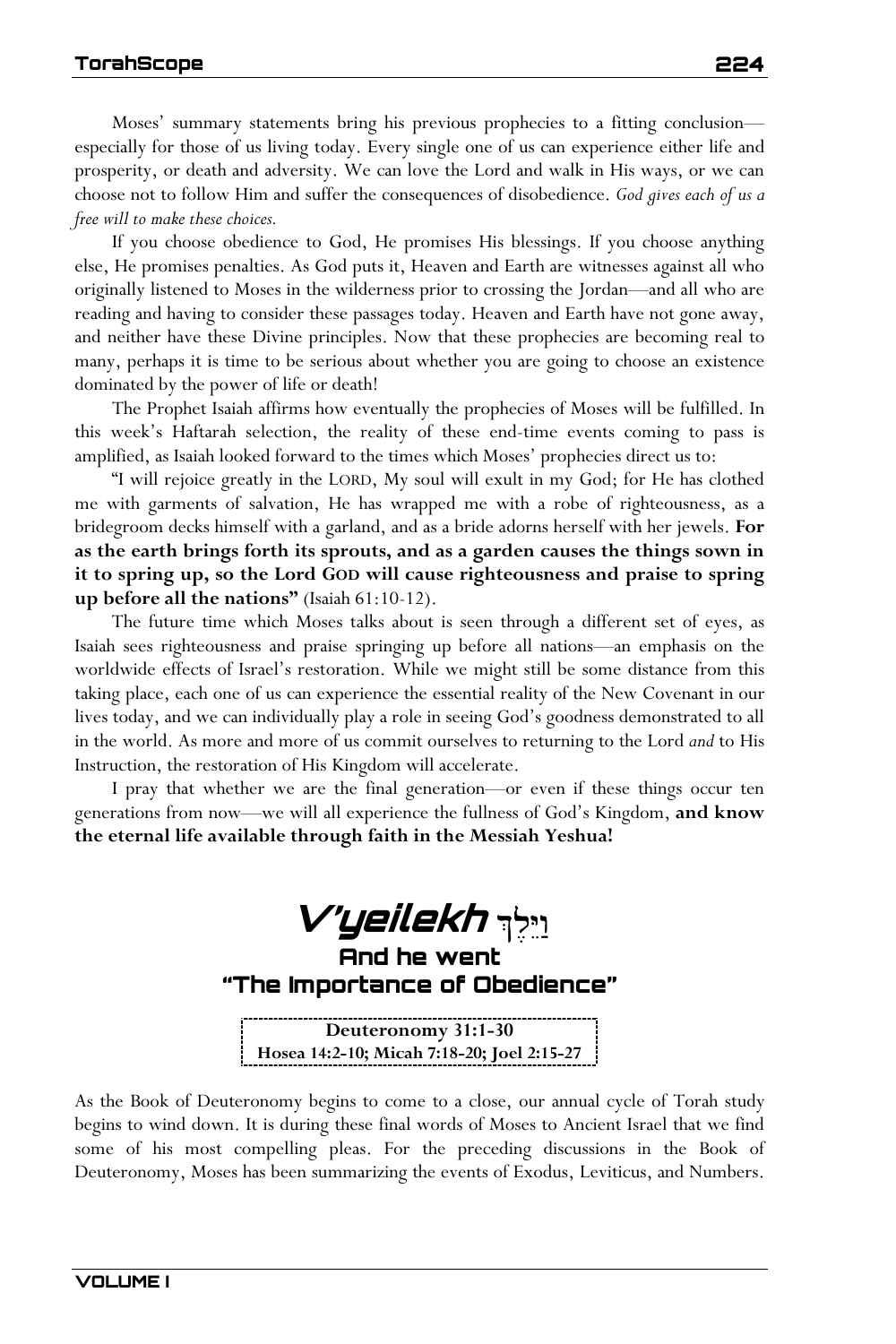Moses' summary statements bring his previous prophecies to a fitting conclusion—especially for those of us living today. Every single one of us can experience either life and prosperity, or death and adversity. We can love the Lord and walk in His ways, or we can choose not to follow Him and suffer the consequences of disobedience. *God gives each of us a free will to make these choices.*

If you choose obedience to God, He promises His blessings. If you choose anything else, He promises penalties. As God puts it, Heaven and Earth are witnesses against all who originally listened to Moses in the wilderness prior to crossing the Jordan—and all who are reading and having to consider these passages today. Heaven and Earth have not gone away, and neither have these Divine principles. Now that these prophecies are becoming real to many, perhaps it is time to be serious about whether you are going to choose an existence dominated by the power of life or death!

The Prophet Isaiah affirms how eventually the prophecies of Moses will be fulfilled. In this week's Haftarah selection, the reality of these end-time events coming to pass is amplified, as Isaiah looked forward to the times which Moses' prophecies direct us to:

"I will rejoice greatly in the LORD, My soul will exult in my God; for He has clothed me with garments of salvation, He has wrapped me with a robe of righteousness, as a bridegroom decks himself with a garland, and as a bride adorns herself with her jewels. **For as the earth brings forth its sprouts, and as a garden causes the things sown in it to spring up, so the Lord GOD will cause righteousness and praise to spring up before all the nations"** (Isaiah 61:10-12).

The future time which Moses talks about is seen through a different set of eyes, as Isaiah sees righteousness and praise springing up before all nations—an emphasis on the worldwide effects of Israel's restoration. While we might still be some distance from this taking place, each one of us can experience the essential reality of the New Covenant in our lives today, and we can individually play a role in seeing God's goodness demonstrated to all in the world. As more and more of us commit ourselves to returning to the Lord *and* to His Instruction, the restoration of His Kingdom will accelerate.

I pray that whether we are the final generation—or even if these things occur ten generations from now—we will all experience the fullness of God's Kingdom, **and know the eternal life available through faith in the Messiah Yeshua!**

# V'yeilekh וַיֵּלֶךְ

## And he went

## "The Importance of Obedience"

**Deuteronomy 31:1-30**
**Hosea 14:2-10; Micah 7:18-20; Joel 2:15-27**

As the Book of Deuteronomy begins to come to a close, our annual cycle of Torah study begins to wind down. It is during these final words of Moses to Ancient Israel that we find some of his most compelling pleas. For the preceding discussions in the Book of Deuteronomy, Moses has been summarizing the events of Exodus, Leviticus, and Numbers.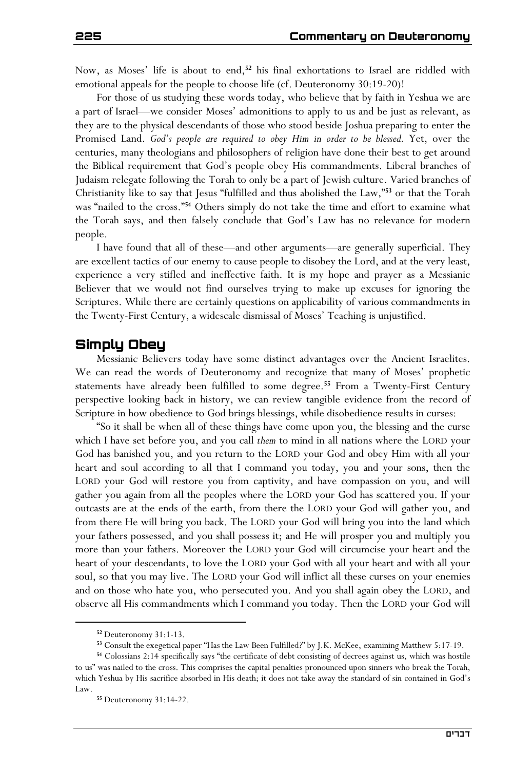Now, as Moses' life is about to end,[52] his final exhortations to Israel are riddled with emotional appeals for the people to choose life (cf. Deuteronomy 30:19-20)!

For those of us studying these words today, who believe that by faith in Yeshua we are a part of Israel—we consider Moses' admonitions to apply to us and be just as relevant, as they are to the physical descendants of those who stood beside Joshua preparing to enter the Promised Land. *God's people are required to obey Him in order to be blessed.* Yet, over the centuries, many theologians and philosophers of religion have done their best to get around the Biblical requirement that God's people obey His commandments. Liberal branches of Judaism relegate following the Torah to only be a part of Jewish culture. Varied branches of Christianity like to say that Jesus "fulfilled and thus abolished the Law,"[53] or that the Torah was "nailed to the cross."[54] Others simply do not take the time and effort to examine what the Torah says, and then falsely conclude that God's Law has no relevance for modern people.

I have found that all of these—and other arguments—are generally superficial. They are excellent tactics of our enemy to cause people to disobey the Lord, and at the very least, experience a very stifled and ineffective faith. It is my hope and prayer as a Messianic Believer that we would not find ourselves trying to make up excuses for ignoring the Scriptures. While there are certainly questions on applicability of various commandments in the Twenty-First Century, a widescale dismissal of Moses' Teaching is unjustified.

## Simply Obey

Messianic Believers today have some distinct advantages over the Ancient Israelites. We can read the words of Deuteronomy and recognize that many of Moses' prophetic statements have already been fulfilled to some degree.[55] From a Twenty-First Century perspective looking back in history, we can review tangible evidence from the record of Scripture in how obedience to God brings blessings, while disobedience results in curses:

"So it shall be when all of these things have come upon you, the blessing and the curse which I have set before you, and you call *them* to mind in all nations where the LORD your God has banished you, and you return to the LORD your God and obey Him with all your heart and soul according to all that I command you today, you and your sons, then the LORD your God will restore you from captivity, and have compassion on you, and will gather you again from all the peoples where the LORD your God has scattered you. If your outcasts are at the ends of the earth, from there the LORD your God will gather you, and from there He will bring you back. The LORD your God will bring you into the land which your fathers possessed, and you shall possess it; and He will prosper you and multiply you more than your fathers. Moreover the LORD your God will circumcise your heart and the heart of your descendants, to love the LORD your God with all your heart and with all your soul, so that you may live. The LORD your God will inflict all these curses on your enemies and on those who hate you, who persecuted you. And you shall again obey the LORD, and observe all His commandments which I command you today. Then the LORD your God will

---

[52] Deuteronomy 31:1-13.

[53] Consult the exegetical paper "Has the Law Been Fulfilled?" by J.K. McKee, examining Matthew 5:17-19.

[54] Colossians 2:14 specifically says "the certificate of debt consisting of decrees against us, which was hostile to us" was nailed to the cross. This comprises the capital penalties pronounced upon sinners who break the Torah, which Yeshua by His sacrifice absorbed in His death; it does not take away the standard of sin contained in God's Law.

[55] Deuteronomy 31:14-22.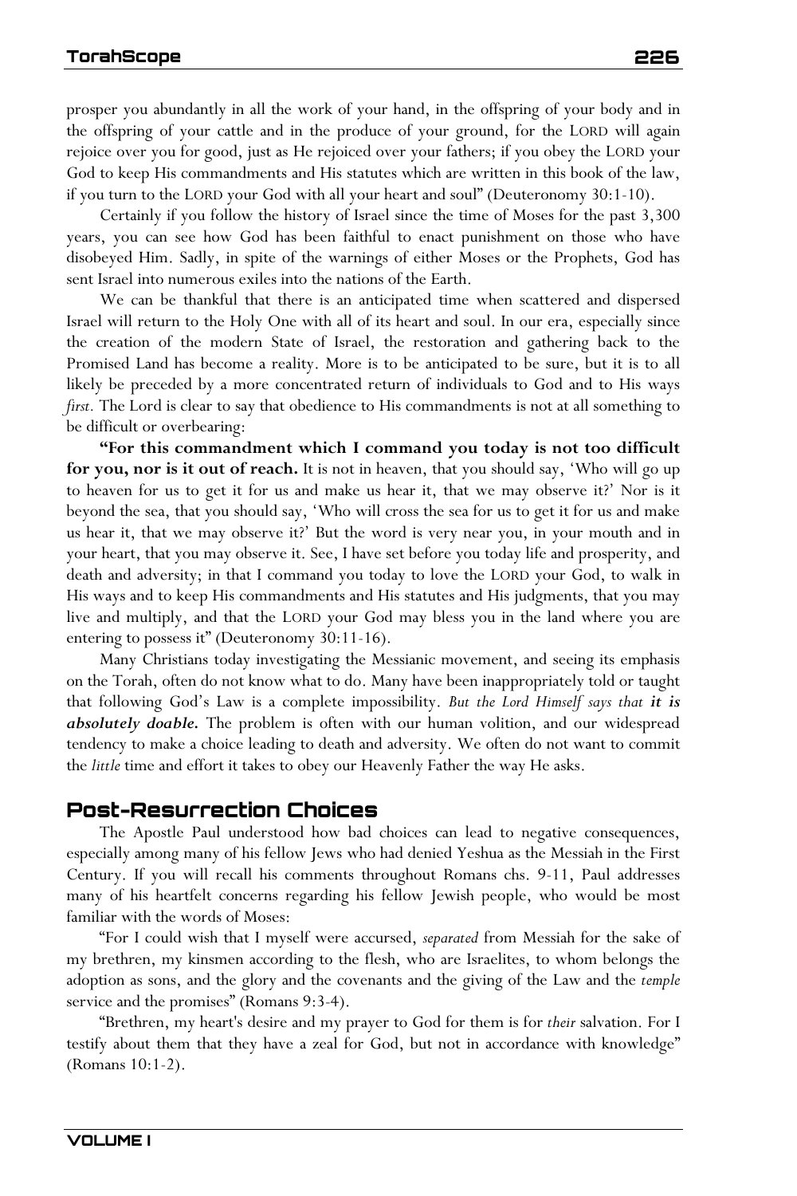prosper you abundantly in all the work of your hand, in the offspring of your body and in the offspring of your cattle and in the produce of your ground, for the LORD will again rejoice over you for good, just as He rejoiced over your fathers; if you obey the LORD your God to keep His commandments and His statutes which are written in this book of the law, if you turn to the LORD your God with all your heart and soul" (Deuteronomy 30:1-10).

Certainly if you follow the history of Israel since the time of Moses for the past 3,300 years, you can see how God has been faithful to enact punishment on those who have disobeyed Him. Sadly, in spite of the warnings of either Moses or the Prophets, God has sent Israel into numerous exiles into the nations of the Earth.

We can be thankful that there is an anticipated time when scattered and dispersed Israel will return to the Holy One with all of its heart and soul. In our era, especially since the creation of the modern State of Israel, the restoration and gathering back to the Promised Land has become a reality. More is to be anticipated to be sure, but it is to all likely be preceded by a more concentrated return of individuals to God and to His ways *first.* The Lord is clear to say that obedience to His commandments is not at all something to be difficult or overbearing:

**"For this commandment which I command you today is not too difficult for you, nor is it out of reach.** It is not in heaven, that you should say, 'Who will go up to heaven for us to get it for us and make us hear it, that we may observe it?' Nor is it beyond the sea, that you should say, 'Who will cross the sea for us to get it for us and make us hear it, that we may observe it?' But the word is very near you, in your mouth and in your heart, that you may observe it. See, I have set before you today life and prosperity, and death and adversity; in that I command you today to love the LORD your God, to walk in His ways and to keep His commandments and His statutes and His judgments, that you may live and multiply, and that the LORD your God may bless you in the land where you are entering to possess it" (Deuteronomy 30:11-16).

Many Christians today investigating the Messianic movement, and seeing its emphasis on the Torah, often do not know what to do. Many have been inappropriately told or taught that following God's Law is a complete impossibility. *But the Lord Himself says that **it is absolutely doable.*** The problem is often with our human volition, and our widespread tendency to make a choice leading to death and adversity. We often do not want to commit the *little* time and effort it takes to obey our Heavenly Father the way He asks.

## Post-Resurrection Choices

The Apostle Paul understood how bad choices can lead to negative consequences, especially among many of his fellow Jews who had denied Yeshua as the Messiah in the First Century. If you will recall his comments throughout Romans chs. 9-11, Paul addresses many of his heartfelt concerns regarding his fellow Jewish people, who would be most familiar with the words of Moses:

"For I could wish that I myself were accursed, *separated* from Messiah for the sake of my brethren, my kinsmen according to the flesh, who are Israelites, to whom belongs the adoption as sons, and the glory and the covenants and the giving of the Law and the *temple* service and the promises" (Romans 9:3-4).

"Brethren, my heart's desire and my prayer to God for them is for *their* salvation. For I testify about them that they have a zeal for God, but not in accordance with knowledge" (Romans 10:1-2).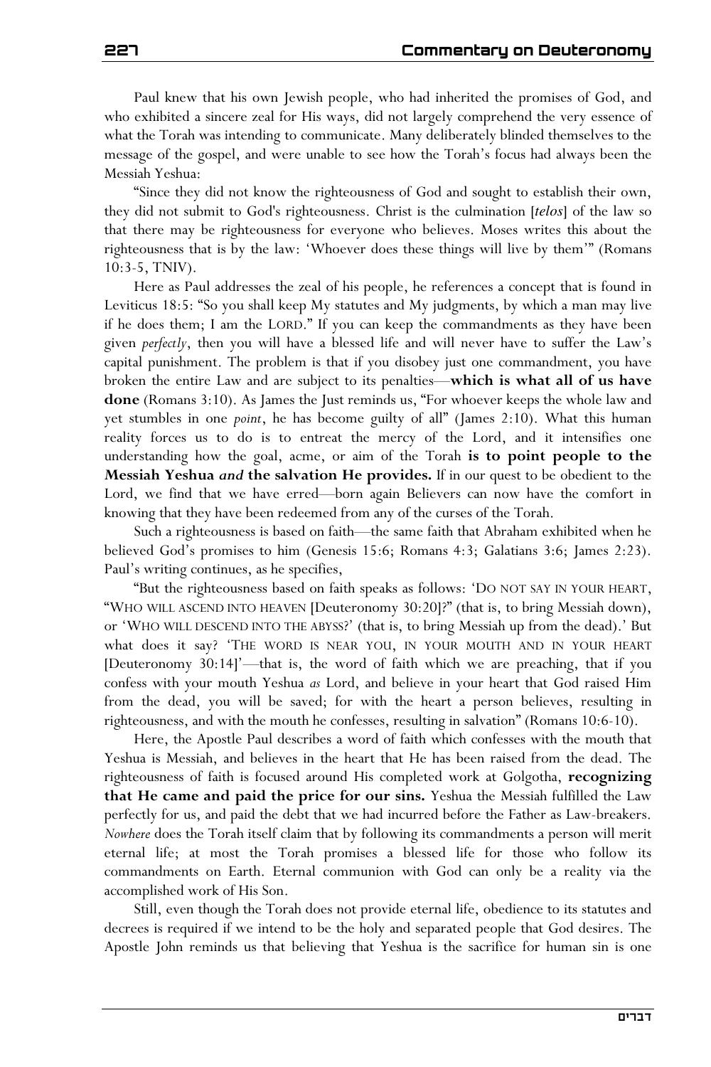Paul knew that his own Jewish people, who had inherited the promises of God, and who exhibited a sincere zeal for His ways, did not largely comprehend the very essence of what the Torah was intending to communicate. Many deliberately blinded themselves to the message of the gospel, and were unable to see how the Torah's focus had always been the Messiah Yeshua:

"Since they did not know the righteousness of God and sought to establish their own, they did not submit to God's righteousness. Christ is the culmination [***telos***] of the law so that there may be righteousness for everyone who believes. Moses writes this about the righteousness that is by the law: 'Whoever does these things will live by them'" (Romans 10:3-5, TNIV).

Here as Paul addresses the zeal of his people, he references a concept that is found in Leviticus 18:5: "So you shall keep My statutes and My judgments, by which a man may live if he does them; I am the LORD." If you can keep the commandments as they have been given *perfectly*, then you will have a blessed life and will never have to suffer the Law's capital punishment. The problem is that if you disobey just one commandment, you have broken the entire Law and are subject to its penalties—**which is what all of us have done** (Romans 3:10). As James the Just reminds us, "For whoever keeps the whole law and yet stumbles in one *point*, he has become guilty of all" (James 2:10). What this human reality forces us to do is to entreat the mercy of the Lord, and it intensifies one understanding how the goal, acme, or aim of the Torah **is to point people to the Messiah Yeshua *and* the salvation He provides.** If in our quest to be obedient to the Lord, we find that we have erred—born again Believers can now have the comfort in knowing that they have been redeemed from any of the curses of the Torah.

Such a righteousness is based on faith—the same faith that Abraham exhibited when he believed God's promises to him (Genesis 15:6; Romans 4:3; Galatians 3:6; James 2:23). Paul's writing continues, as he specifies,

"But the righteousness based on faith speaks as follows: 'DO NOT SAY IN YOUR HEART, "WHO WILL ASCEND INTO HEAVEN [Deuteronomy 30:20]?" (that is, to bring Messiah down), or 'WHO WILL DESCEND INTO THE ABYSS?' (that is, to bring Messiah up from the dead).' But what does it say? 'THE WORD IS NEAR YOU, IN YOUR MOUTH AND IN YOUR HEART [Deuteronomy 30:14]'—that is, the word of faith which we are preaching, that if you confess with your mouth Yeshua *as* Lord, and believe in your heart that God raised Him from the dead, you will be saved; for with the heart a person believes, resulting in righteousness, and with the mouth he confesses, resulting in salvation" (Romans 10:6-10).

Here, the Apostle Paul describes a word of faith which confesses with the mouth that Yeshua is Messiah, and believes in the heart that He has been raised from the dead. The righteousness of faith is focused around His completed work at Golgotha, **recognizing that He came and paid the price for our sins.** Yeshua the Messiah fulfilled the Law perfectly for us, and paid the debt that we had incurred before the Father as Law-breakers. *Nowhere* does the Torah itself claim that by following its commandments a person will merit eternal life; at most the Torah promises a blessed life for those who follow its commandments on Earth. Eternal communion with God can only be a reality via the accomplished work of His Son.

Still, even though the Torah does not provide eternal life, obedience to its statutes and decrees is required if we intend to be the holy and separated people that God desires. The Apostle John reminds us that believing that Yeshua is the sacrifice for human sin is one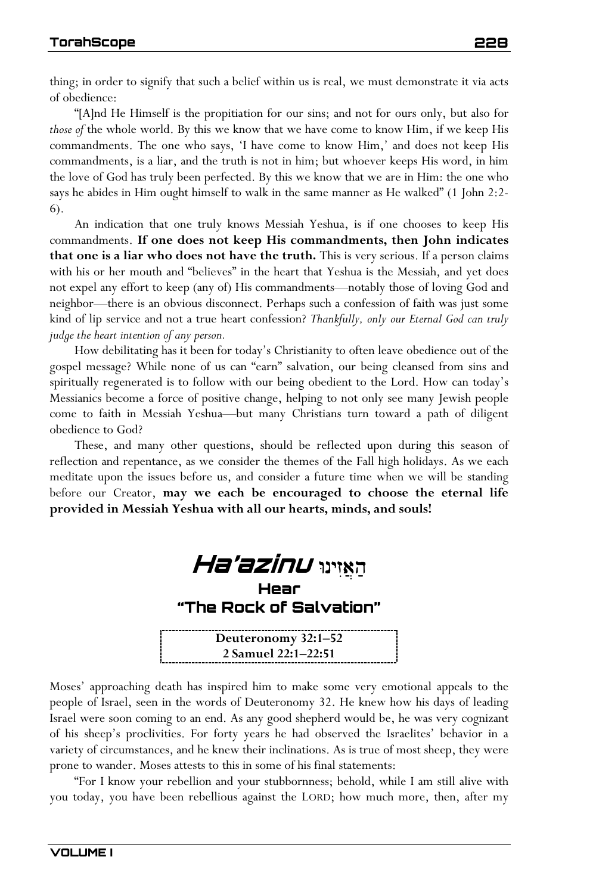thing; in order to signify that such a belief within us is real, we must demonstrate it via acts of obedience:

"[A]nd He Himself is the propitiation for our sins; and not for ours only, but also for *those of* the whole world. By this we know that we have come to know Him, if we keep His commandments. The one who says, 'I have come to know Him,' and does not keep His commandments, is a liar, and the truth is not in him; but whoever keeps His word, in him the love of God has truly been perfected. By this we know that we are in Him: the one who says he abides in Him ought himself to walk in the same manner as He walked" (1 John 2:2-6).

An indication that one truly knows Messiah Yeshua, is if one chooses to keep His commandments. **If one does not keep His commandments, then John indicates that one is a liar who does not have the truth.** This is very serious. If a person claims with his or her mouth and "believes" in the heart that Yeshua is the Messiah, and yet does not expel any effort to keep (any of) His commandments—notably those of loving God and neighbor—there is an obvious disconnect. Perhaps such a confession of faith was just some kind of lip service and not a true heart confession? *Thankfully, only our Eternal God can truly judge the heart intention of any person.*

How debilitating has it been for today's Christianity to often leave obedience out of the gospel message? While none of us can "earn" salvation, our being cleansed from sins and spiritually regenerated is to follow with our being obedient to the Lord. How can today's Messianics become a force of positive change, helping to not only see many Jewish people come to faith in Messiah Yeshua—but many Christians turn toward a path of diligent obedience to God?

These, and many other questions, should be reflected upon during this season of reflection and repentance, as we consider the themes of the Fall high holidays. As we each meditate upon the issues before us, and consider a future time when we will be standing before our Creator, **may we each be encouraged to choose the eternal life provided in Messiah Yeshua with all our hearts, minds, and souls!**

# *Ha'azinu* הַאֲזִינוּ

## Hear
## "The Rock of Salvation"

**Deuteronomy 32:1–52**
**2 Samuel 22:1–22:51**

Moses' approaching death has inspired him to make some very emotional appeals to the people of Israel, seen in the words of Deuteronomy 32. He knew how his days of leading Israel were soon coming to an end. As any good shepherd would be, he was very cognizant of his sheep's proclivities. For forty years he had observed the Israelites' behavior in a variety of circumstances, and he knew their inclinations. As is true of most sheep, they were prone to wander. Moses attests to this in some of his final statements:

"For I know your rebellion and your stubbornness; behold, while I am still alive with you today, you have been rebellious against the LORD; how much more, then, after my